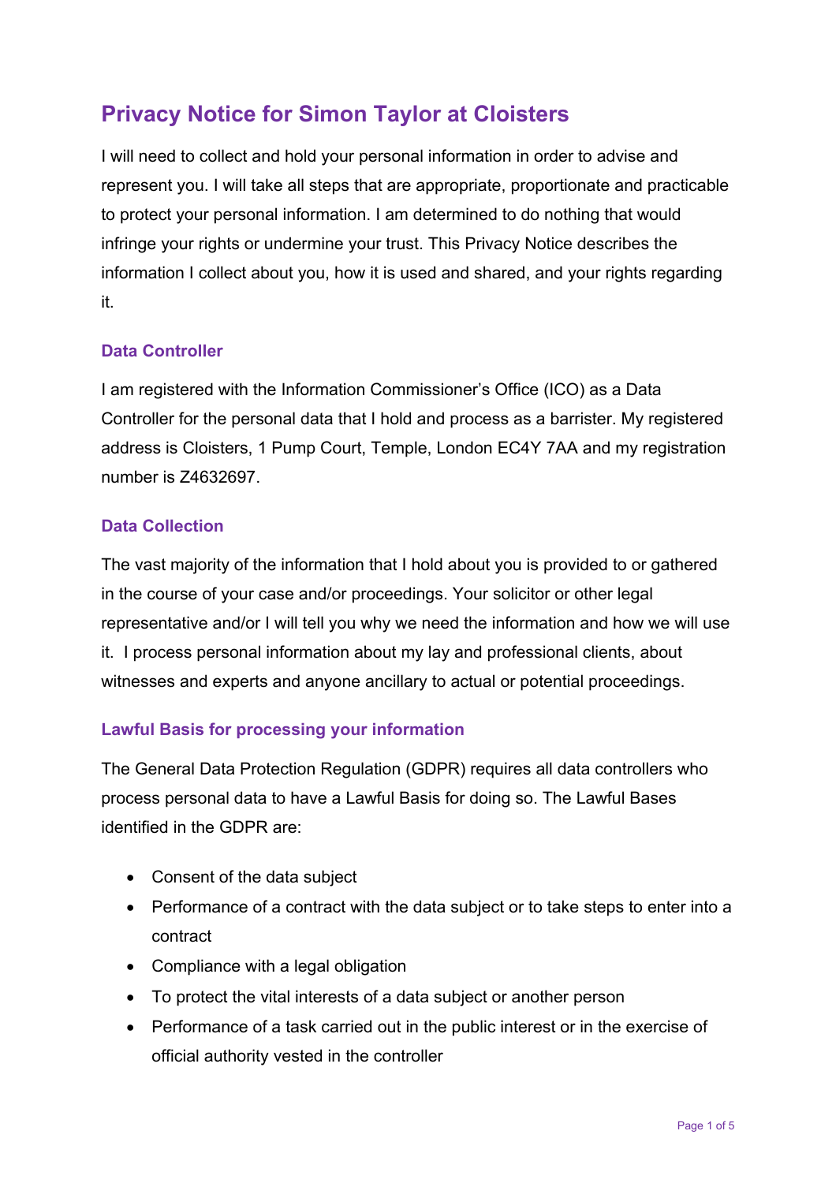# Privacy Notice for Simon Taylor at Cloisters

I will need to collect and hold your personal information in order to advise and represent you. I will take all steps that are appropriate, proportionate and practicable to protect your personal information. I am determined to do nothing that would infringe your rights or undermine your trust. This Privacy Notice describes the information I collect about you, how it is used and shared, and your rights regarding it.

## Data Controller

I am registered with the Information Commissioner's Office (ICO) as a Data Controller for the personal data that I hold and process as a barrister. My registered address is Cloisters, 1 Pump Court, Temple, London EC4Y 7AA and my registration number is Z4632697.

## Data Collection

The vast majority of the information that I hold about you is provided to or gathered in the course of your case and/or proceedings. Your solicitor or other legal representative and/or I will tell you why we need the information and how we will use it. I process personal information about my lay and professional clients, about witnesses and experts and anyone ancillary to actual or potential proceedings.

## Lawful Basis for processing your information

The General Data Protection Regulation (GDPR) requires all data controllers who process personal data to have a Lawful Basis for doing so. The Lawful Bases identified in the GDPR are:

- Consent of the data subject
- Performance of a contract with the data subject or to take steps to enter into a contract
- Compliance with a legal obligation
- To protect the vital interests of a data subject or another person
- Performance of a task carried out in the public interest or in the exercise of official authority vested in the controller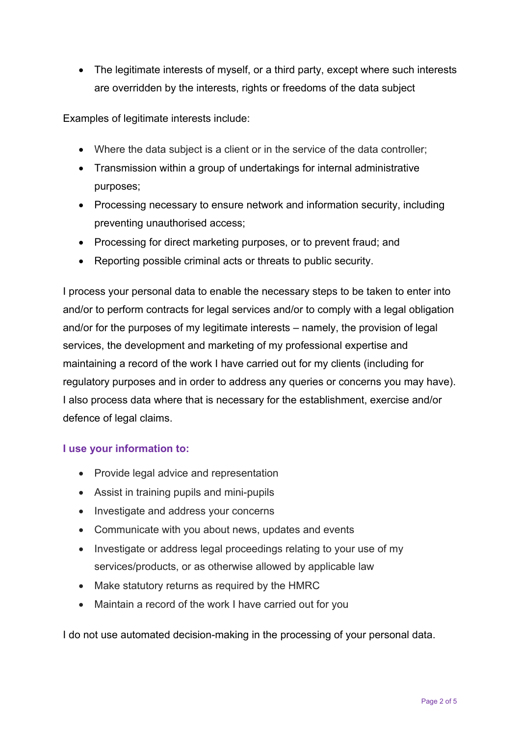- The legitimate interests of myself, or a third party, except where such interests are overridden by the interests, rights or freedoms of the data subject

Examples of legitimate interests include:

- Where the data subject is a client or in the service of the data controller;
- Transmission within a group of undertakings for internal administrative purposes;
- Processing necessary to ensure network and information security, including preventing unauthorised access;
- Processing for direct marketing purposes, or to prevent fraud; and
- Reporting possible criminal acts or threats to public security.

I process your personal data to enable the necessary steps to be taken to enter into and/or to perform contracts for legal services and/or to comply with a legal obligation and/or for the purposes of my legitimate interests – namely, the provision of legal services, the development and marketing of my professional expertise and maintaining a record of the work I have carried out for my clients (including for regulatory purposes and in order to address any queries or concerns you may have). I also process data where that is necessary for the establishment, exercise and/or defence of legal claims.

### I use your information to:

- Provide legal advice and representation
- Assist in training pupils and mini-pupils
- Investigate and address your concerns
- Communicate with you about news, updates and events
- Investigate or address legal proceedings relating to your use of my services/products, or as otherwise allowed by applicable law
- Make statutory returns as required by the HMRC
- Maintain a record of the work I have carried out for you

I do not use automated decision-making in the processing of your personal data.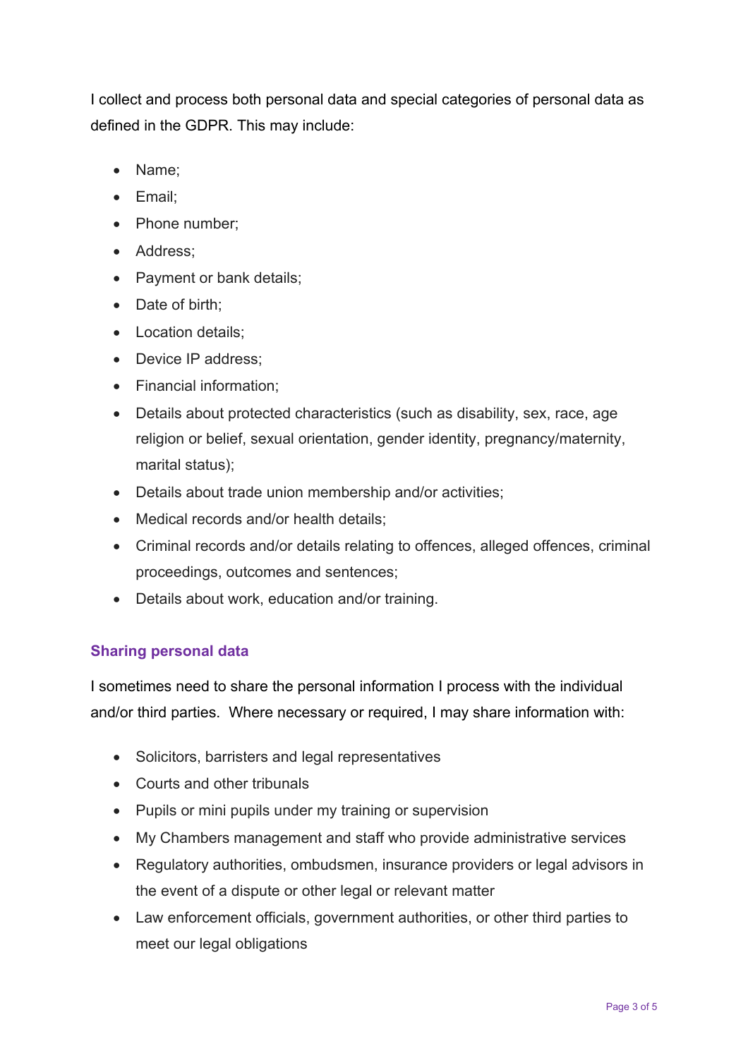I collect and process both personal data and special categories of personal data as defined in the GDPR. This may include:

- Name;
- Email;
- Phone number;
- Address;
- Payment or bank details;
- Date of birth;
- Location details;
- Device IP address;
- Financial information;
- Details about protected characteristics (such as disability, sex, race, age religion or belief, sexual orientation, gender identity, pregnancy/maternity, marital status);
- Details about trade union membership and/or activities;
- Medical records and/or health details;
- Criminal records and/or details relating to offences, alleged offences, criminal proceedings, outcomes and sentences;
- Details about work, education and/or training.

## Sharing personal data

I sometimes need to share the personal information I process with the individual and/or third parties. Where necessary or required, I may share information with:

- Solicitors, barristers and legal representatives
- Courts and other tribunals
- Pupils or mini pupils under my training or supervision
- My Chambers management and staff who provide administrative services
- Regulatory authorities, ombudsmen, insurance providers or legal advisors in the event of a dispute or other legal or relevant matter
- Law enforcement officials, government authorities, or other third parties to meet our legal obligations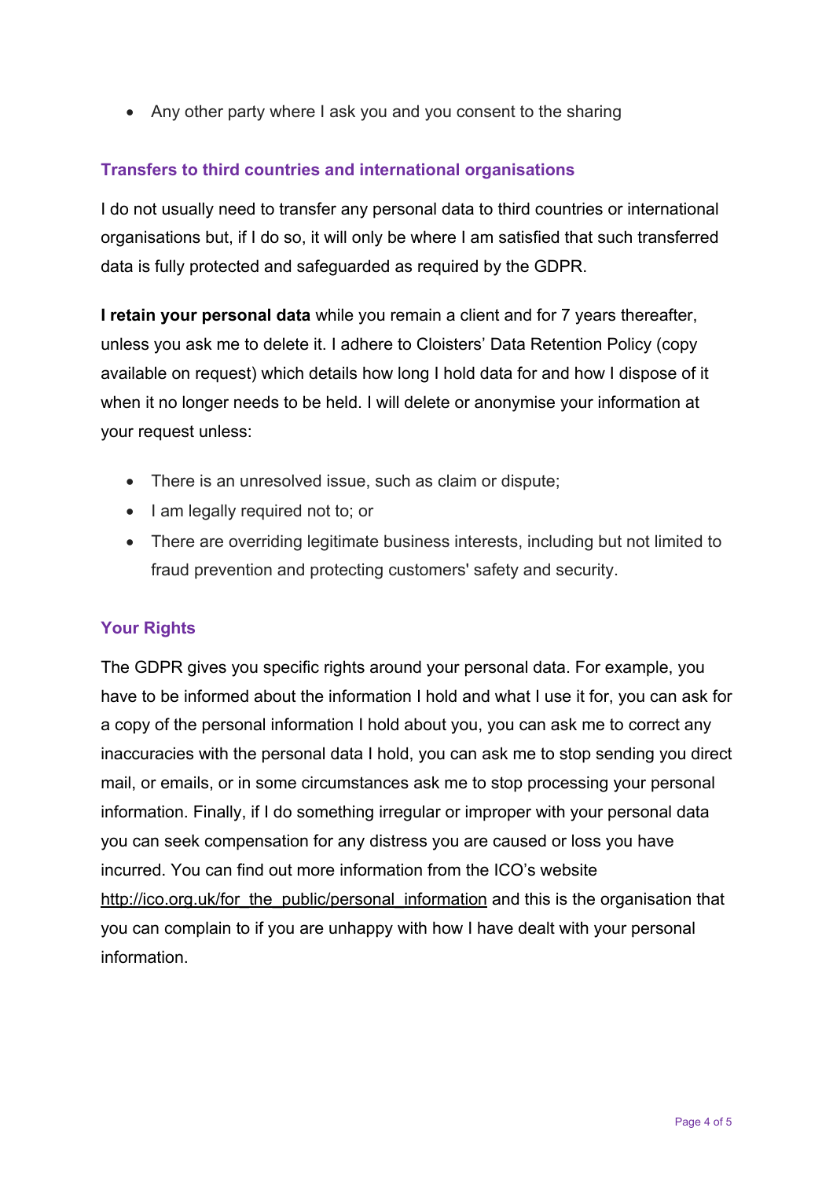- Any other party where I ask you and you consent to the sharing

## Transfers to third countries and international organisations

I do not usually need to transfer any personal data to third countries or international organisations but, if I do so, it will only be where I am satisfied that such transferred data is fully protected and safeguarded as required by the GDPR.

**I retain your personal data** while you remain a client and for 7 years thereafter, unless you ask me to delete it. I adhere to Cloisters' Data Retention Policy (copy available on request) which details how long I hold data for and how I dispose of it when it no longer needs to be held. I will delete or anonymise your information at your request unless:

- There is an unresolved issue, such as claim or dispute;
- I am legally required not to; or
- There are overriding legitimate business interests, including but not limited to fraud prevention and protecting customers' safety and security.

## Your Rights

The GDPR gives you specific rights around your personal data. For example, you have to be informed about the information I hold and what I use it for, you can ask for a copy of the personal information I hold about you, you can ask me to correct any inaccuracies with the personal data I hold, you can ask me to stop sending you direct mail, or emails, or in some circumstances ask me to stop processing your personal information. Finally, if I do something irregular or improper with your personal data you can seek compensation for any distress you are caused or loss you have incurred. You can find out more information from the ICO's website http://ico.org.uk/for_the_public/personal_information and this is the organisation that you can complain to if you are unhappy with how I have dealt with your personal information.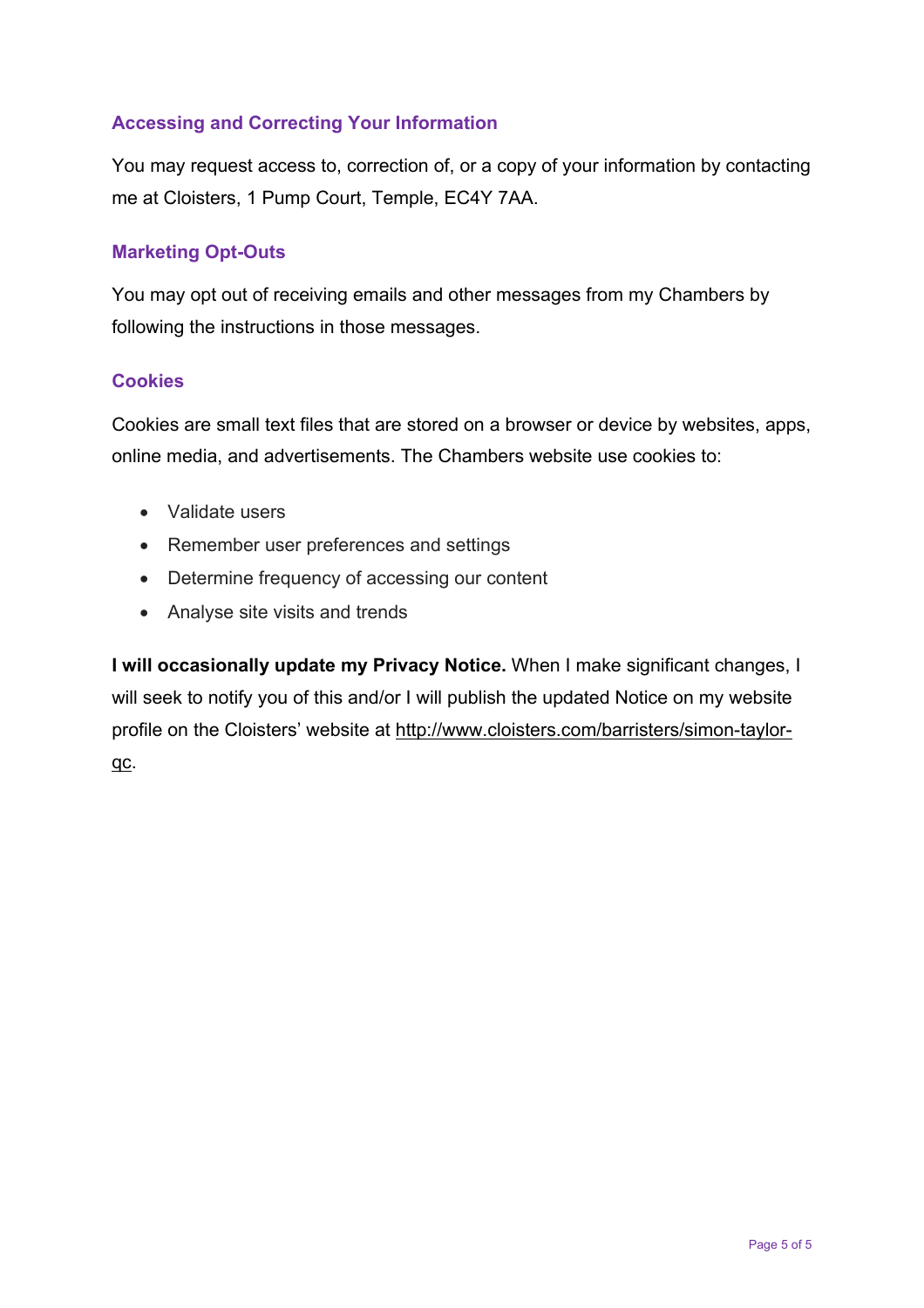### Accessing and Correcting Your Information

You may request access to, correction of, or a copy of your information by contacting me at Cloisters, 1 Pump Court, Temple, EC4Y 7AA.

### Marketing Opt-Outs

You may opt out of receiving emails and other messages from my Chambers by following the instructions in those messages.

### Cookies

Cookies are small text files that are stored on a browser or device by websites, apps, online media, and advertisements. The Chambers website use cookies to:

- Validate users
- Remember user preferences and settings
- Determine frequency of accessing our content
- Analyse site visits and trends

**I will occasionally update my Privacy Notice.** When I make significant changes, I will seek to notify you of this and/or I will publish the updated Notice on my website profile on the Cloisters' website at http://www.cloisters.com/barristers/simon-taylor-qc.